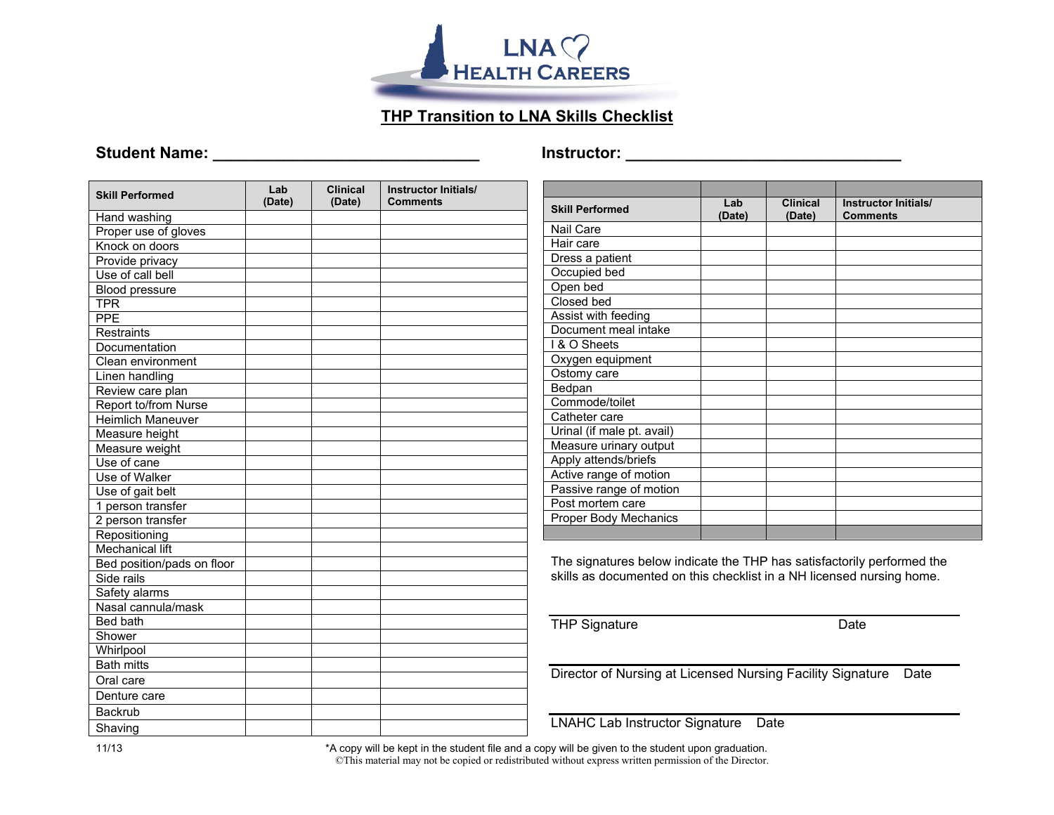LNA HEALTH CAREERS

## THP Transition to LNA Skills Checklist

**Student Name:** ______________________________ **Instructor:** ______________________________

| Skill Performed | Lab (Date) | Clinical (Date) | Instructor Initials/ Comments |
|---|---|---|---|
| Hand washing | | | |
| Proper use of gloves | | | |
| Knock on doors | | | |
| Provide privacy | | | |
| Use of call bell | | | |
| Blood pressure | | | |
| TPR | | | |
| PPE | | | |
| Restraints | | | |
| Documentation | | | |
| Clean environment | | | |
| Linen handling | | | |
| Review care plan | | | |
| Report to/from Nurse | | | |
| Heimlich Maneuver | | | |
| Measure height | | | |
| Measure weight | | | |
| Use of cane | | | |
| Use of Walker | | | |
| Use of gait belt | | | |
| 1 person transfer | | | |
| 2 person transfer | | | |
| Repositioning | | | |
| Mechanical lift | | | |
| Bed position/pads on floor | | | |
| Side rails | | | |
| Safety alarms | | | |
| Nasal cannula/mask | | | |
| Bed bath | | | |
| Shower | | | |
| Whirlpool | | | |
| Bath mitts | | | |
| Oral care | | | |
| Denture care | | | |
| Backrub | | | |
| Shaving | | | |

| Skill Performed | Lab (Date) | Clinical (Date) | Instructor Initials/ Comments |
|---|---|---|---|
| Nail Care | | | |
| Hair care | | | |
| Dress a patient | | | |
| Occupied bed | | | |
| Open bed | | | |
| Closed bed | | | |
| Assist with feeding | | | |
| Document meal intake | | | |
| I & O Sheets | | | |
| Oxygen equipment | | | |
| Ostomy care | | | |
| Bedpan | | | |
| Commode/toilet | | | |
| Catheter care | | | |
| Urinal (if male pt. avail) | | | |
| Measure urinary output | | | |
| Apply attends/briefs | | | |
| Active range of motion | | | |
| Passive range of motion | | | |
| Post mortem care | | | |
| Proper Body Mechanics | | | |

The signatures below indicate the THP has satisfactorily performed the skills as documented on this checklist in a NH licensed nursing home.

______________________________
THP Signature Date

______________________________
Director of Nursing at Licensed Nursing Facility Signature Date

______________________________
LNAHC Lab Instructor Signature Date

11/13

*A copy will be kept in the student file and a copy will be given to the student upon graduation.

©This material may not be copied or redistributed without express written permission of the Director.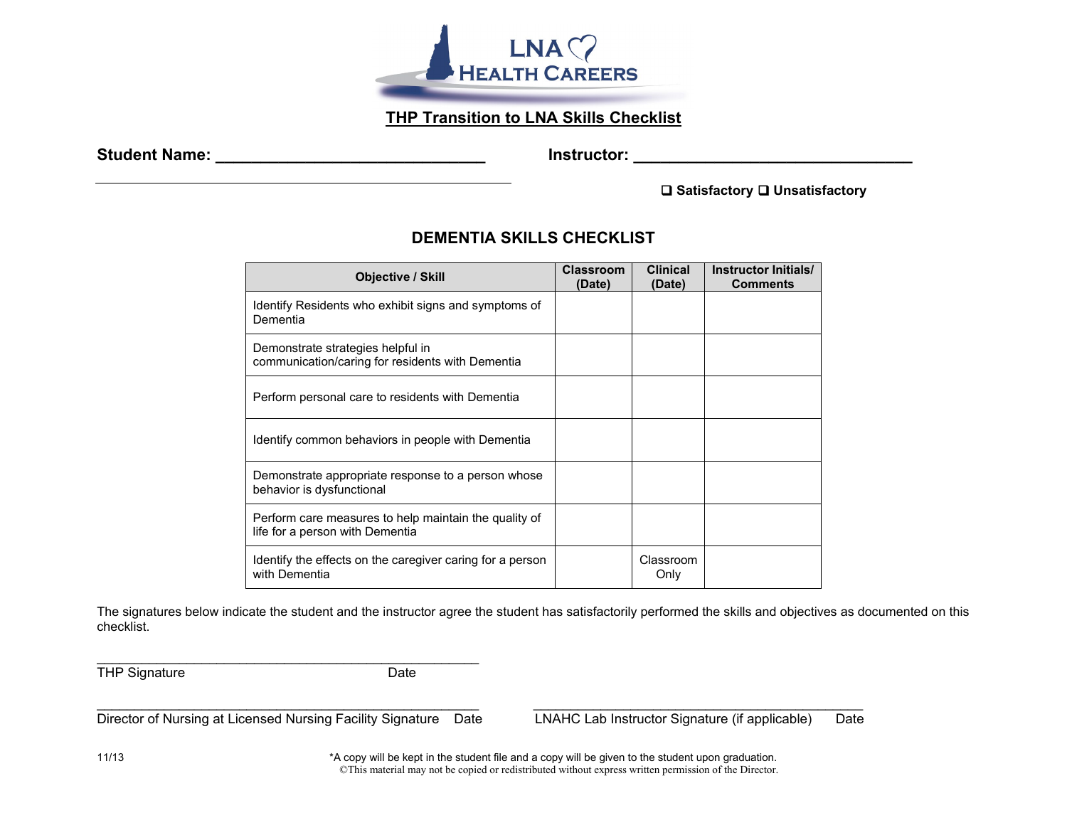LNA HEALTH CAREERS

**THP Transition to LNA Skills Checklist**

**Student Name: _______________________________** **Instructor: ________________________________**

______________________________________________

❑ **Satisfactory** ❑ **Unsatisfactory**

## DEMENTIA SKILLS CHECKLIST

| Objective / Skill | Classroom (Date) | Clinical (Date) | Instructor Initials/ Comments |
|---|---|---|---|
| Identify Residents who exhibit signs and symptoms of Dementia | | | |
| Demonstrate strategies helpful in communication/caring for residents with Dementia | | | |
| Perform personal care to residents with Dementia | | | |
| Identify common behaviors in people with Dementia | | | |
| Demonstrate appropriate response to a person whose behavior is dysfunctional | | | |
| Perform care measures to help maintain the quality of life for a person with Dementia | | | |
| Identify the effects on the caregiver caring for a person with Dementia | | Classroom Only | |

The signatures below indicate the student and the instructor agree the student has satisfactorily performed the skills and objectives as documented on this checklist.

______________________________________________
THP Signature Date

______________________________________________
Director of Nursing at Licensed Nursing Facility Signature Date

______________________________________________
LNAHC Lab Instructor Signature (if applicable) Date

11/13

*A copy will be kept in the student file and a copy will be given to the student upon graduation.
©This material may not be copied or redistributed without express written permission of the Director.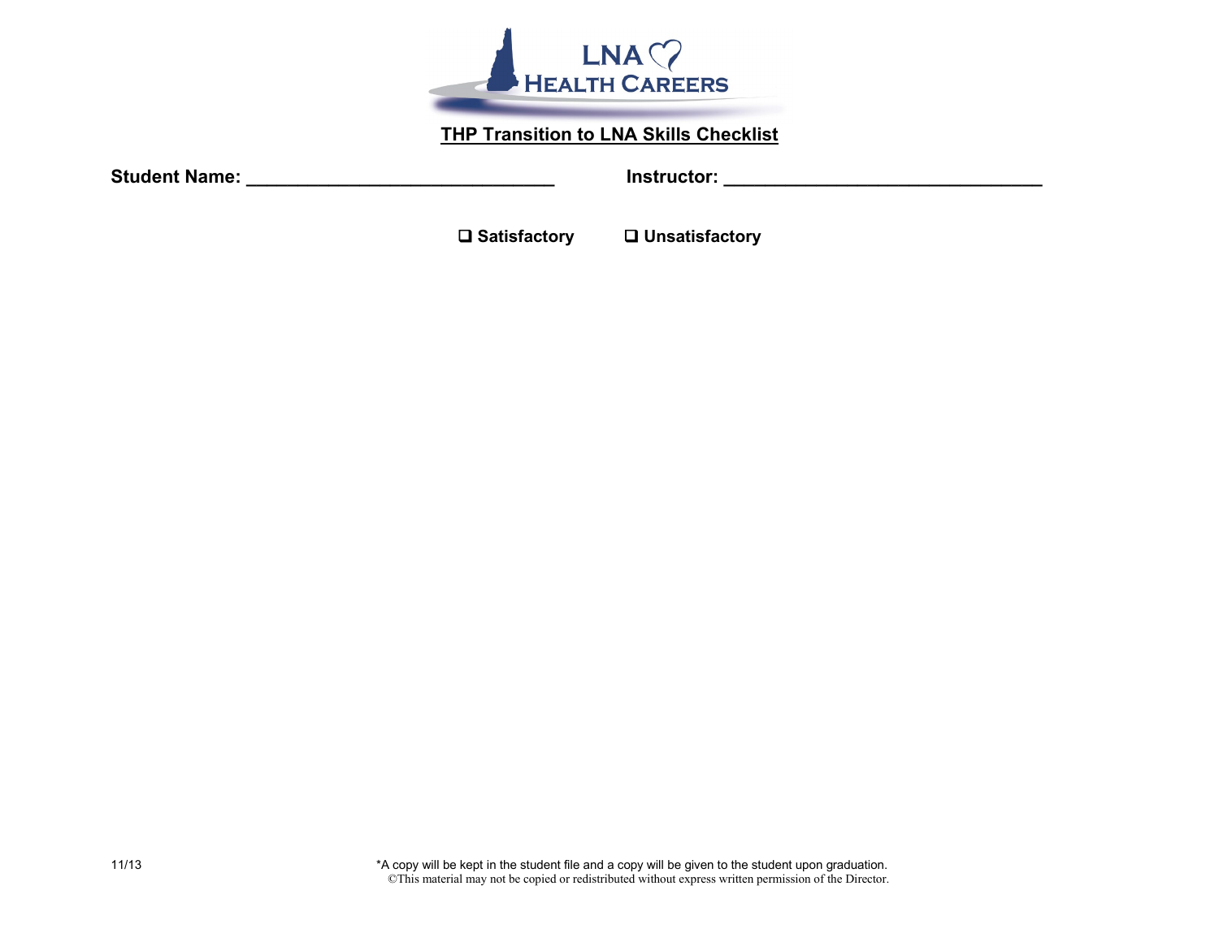LNA HEALTH CAREERS

**THP Transition to LNA Skills Checklist**

**Student Name: ______________________________** **Instructor: _______________________________**

❑ **Satisfactory** ❑ **Unsatisfactory**

11/13

*A copy will be kept in the student file and a copy will be given to the student upon graduation.

©This material may not be copied or redistributed without express written permission of the Director.